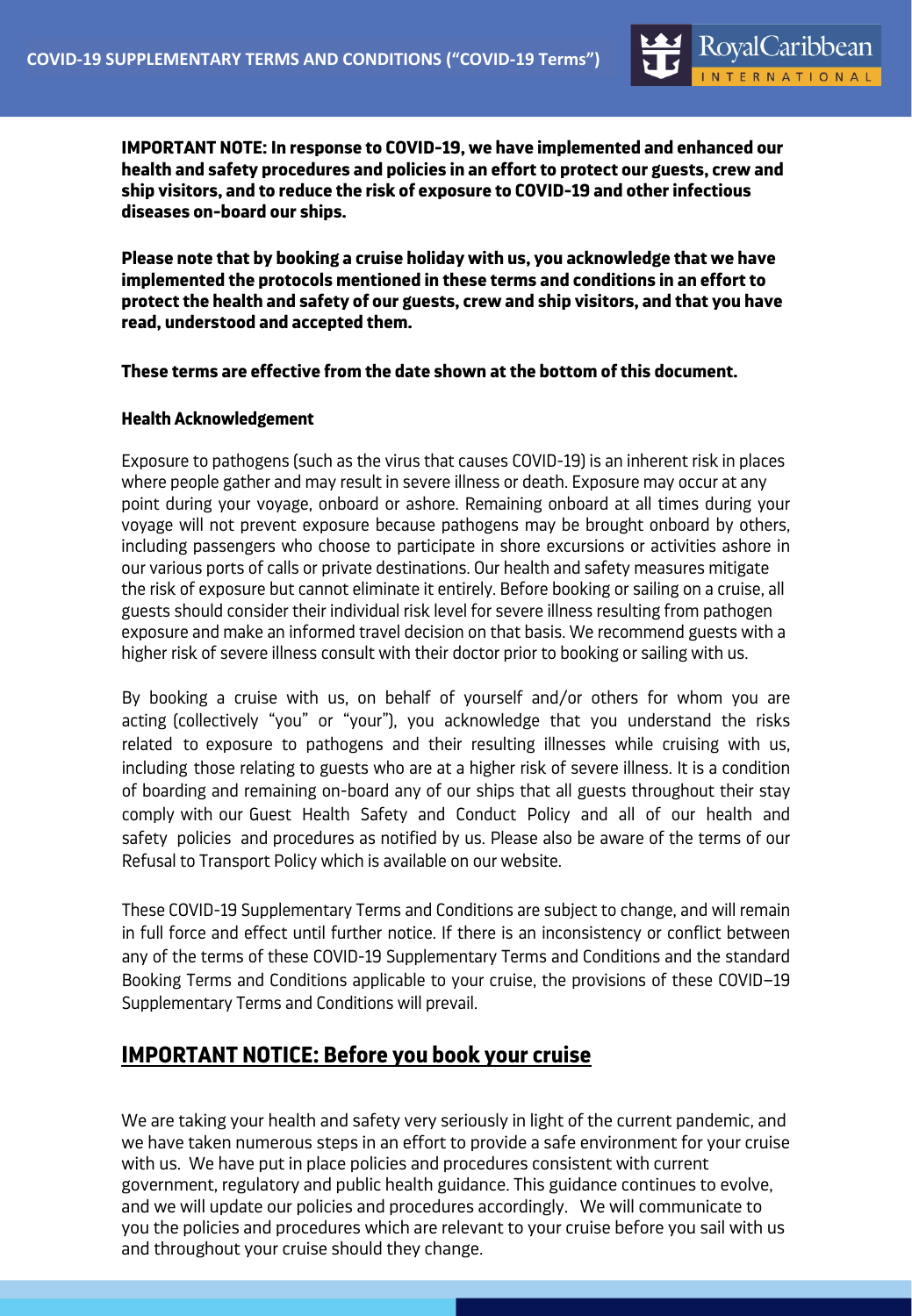# COVID-19 SUPPLEMENTARY TERMS AND CONDITIONS ("COVID-19 Terms")

**IMPORTANT NOTE: In response to COVID-19, we have implemented and enhanced our health and safety procedures and policies in an effort to protect our guests, crew and ship visitors, and to reduce the risk of exposure to COVID-19 and other infectious diseases on-board our ships.**

**Please note that by booking a cruise holiday with us, you acknowledge that we have implemented the protocols mentioned in these terms and conditions in an effort to protect the health and safety of our guests, crew and ship visitors, and that you have read, understood and accepted them.**

**These terms are effective from the date shown at the bottom of this document.**

**Health Acknowledgement**

Exposure to pathogens (such as the virus that causes COVID-19) is an inherent risk in places where people gather and may result in severe illness or death. Exposure may occur at any point during your voyage, onboard or ashore. Remaining onboard at all times during your voyage will not prevent exposure because pathogens may be brought onboard by others, including passengers who choose to participate in shore excursions or activities ashore in our various ports of calls or private destinations. Our health and safety measures mitigate the risk of exposure but cannot eliminate it entirely. Before booking or sailing on a cruise, all guests should consider their individual risk level for severe illness resulting from pathogen exposure and make an informed travel decision on that basis. We recommend guests with a higher risk of severe illness consult with their doctor prior to booking or sailing with us.

By booking a cruise with us, on behalf of yourself and/or others for whom you are acting (collectively "you" or "your"), you acknowledge that you understand the risks related to exposure to pathogens and their resulting illnesses while cruising with us, including those relating to guests who are at a higher risk of severe illness. It is a condition of boarding and remaining on-board any of our ships that all guests throughout their stay comply with our Guest Health Safety and Conduct Policy and all of our health and safety policies and procedures as notified by us. Please also be aware of the terms of our Refusal to Transport Policy which is available on our website.

These COVID-19 Supplementary Terms and Conditions are subject to change, and will remain in full force and effect until further notice. If there is an inconsistency or conflict between any of the terms of these COVID-19 Supplementary Terms and Conditions and the standard Booking Terms and Conditions applicable to your cruise, the provisions of these COVID–19 Supplementary Terms and Conditions will prevail.

## IMPORTANT NOTICE: Before you book your cruise

We are taking your health and safety very seriously in light of the current pandemic, and we have taken numerous steps in an effort to provide a safe environment for your cruise with us. We have put in place policies and procedures consistent with current government, regulatory and public health guidance. This guidance continues to evolve, and we will update our policies and procedures accordingly. We will communicate to you the policies and procedures which are relevant to your cruise before you sail with us and throughout your cruise should they change.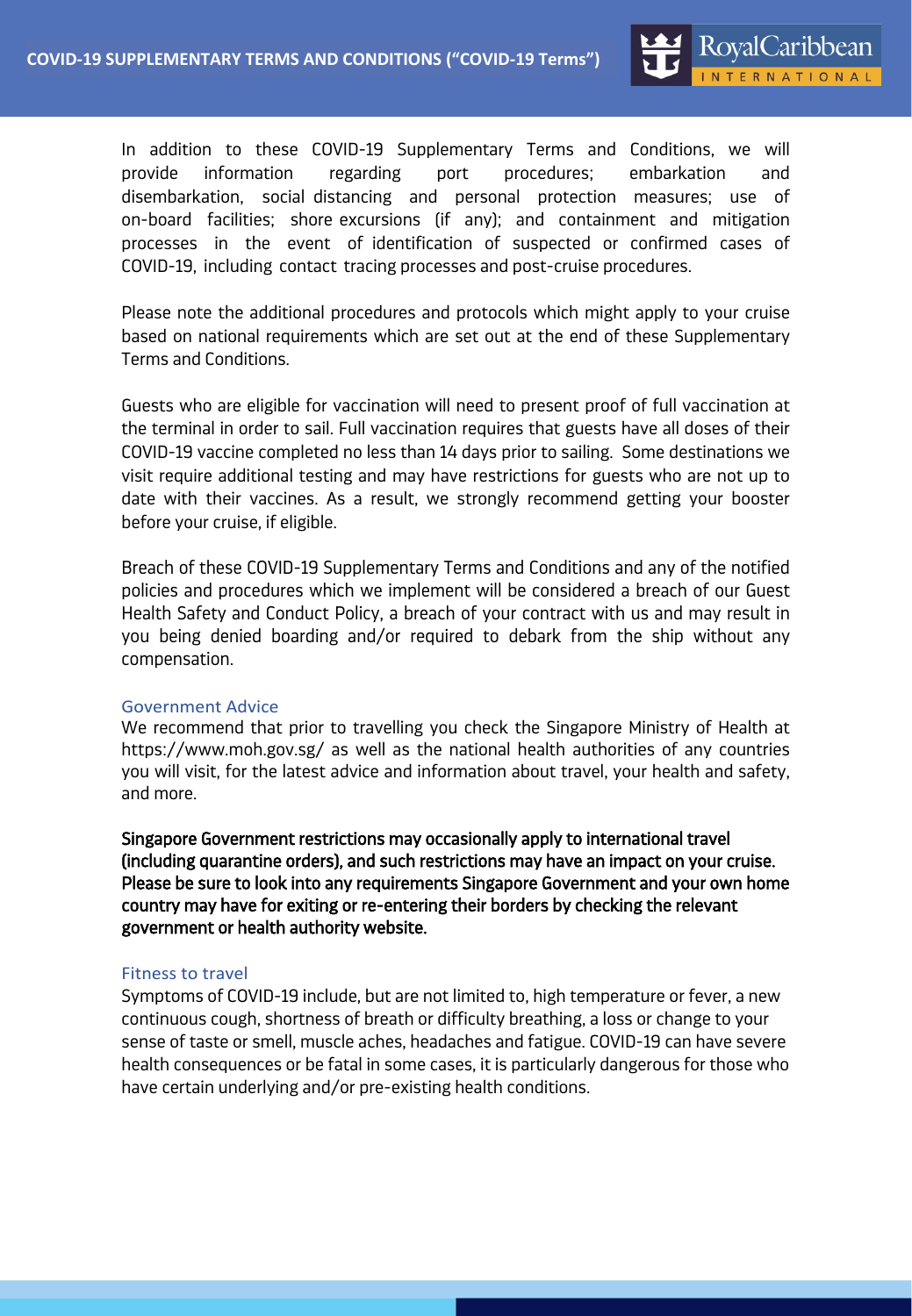In addition to these COVID-19 Supplementary Terms and Conditions, we will provide information regarding port procedures; embarkation and disembarkation, social distancing and personal protection measures; use of on-board facilities; shore excursions (if any); and containment and mitigation processes in the event of identification of suspected or confirmed cases of COVID-19, including contact tracing processes and post-cruise procedures.

Please note the additional procedures and protocols which might apply to your cruise based on national requirements which are set out at the end of these Supplementary Terms and Conditions.

Guests who are eligible for vaccination will need to present proof of full vaccination at the terminal in order to sail. Full vaccination requires that guests have all doses of their COVID-19 vaccine completed no less than 14 days prior to sailing. Some destinations we visit require additional testing and may have restrictions for guests who are not up to date with their vaccines. As a result, we strongly recommend getting your booster before your cruise, if eligible.

Breach of these COVID-19 Supplementary Terms and Conditions and any of the notified policies and procedures which we implement will be considered a breach of our Guest Health Safety and Conduct Policy, a breach of your contract with us and may result in you being denied boarding and/or required to debark from the ship without any compensation.

## Government Advice

We recommend that prior to travelling you check the Singapore Ministry of Health at https://www.moh.gov.sg/ as well as the national health authorities of any countries you will visit, for the latest advice and information about travel, your health and safety, and more.

**Singapore Government restrictions may occasionally apply to international travel (including quarantine orders), and such restrictions may have an impact on your cruise. Please be sure to look into any requirements Singapore Government and your own home country may have for exiting or re-entering their borders by checking the relevant government or health authority website.**

## Fitness to travel

Symptoms of COVID-19 include, but are not limited to, high temperature or fever, a new continuous cough, shortness of breath or difficulty breathing, a loss or change to your sense of taste or smell, muscle aches, headaches and fatigue. COVID-19 can have severe health consequences or be fatal in some cases, it is particularly dangerous for those who have certain underlying and/or pre-existing health conditions.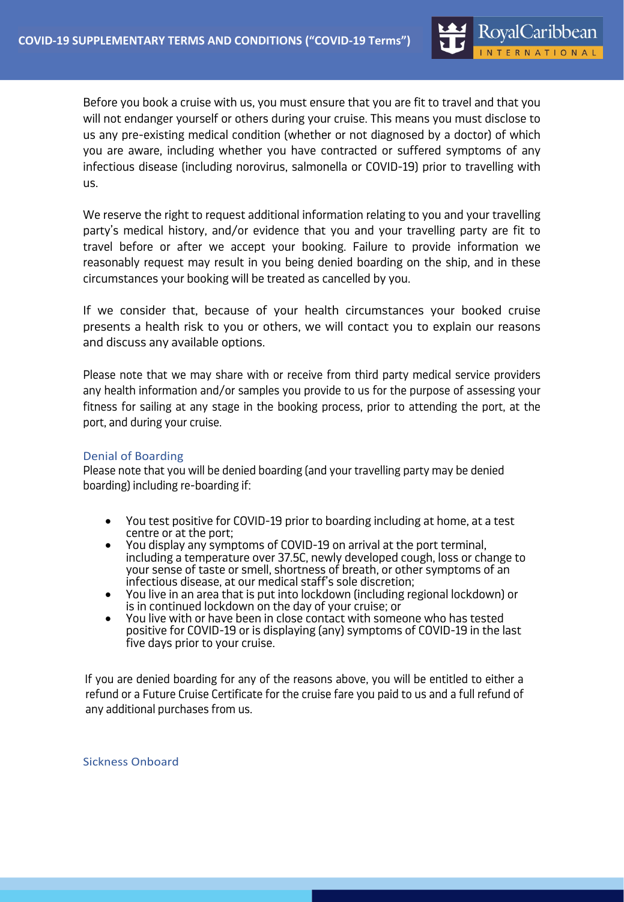Before you book a cruise with us, you must ensure that you are fit to travel and that you will not endanger yourself or others during your cruise. This means you must disclose to us any pre-existing medical condition (whether or not diagnosed by a doctor) of which you are aware, including whether you have contracted or suffered symptoms of any infectious disease (including norovirus, salmonella or COVID-19) prior to travelling with us.

We reserve the right to request additional information relating to you and your travelling party's medical history, and/or evidence that you and your travelling party are fit to travel before or after we accept your booking. Failure to provide information we reasonably request may result in you being denied boarding on the ship, and in these circumstances your booking will be treated as cancelled by you.

If we consider that, because of your health circumstances your booked cruise presents a health risk to you or others, we will contact you to explain our reasons and discuss any available options.

Please note that we may share with or receive from third party medical service providers any health information and/or samples you provide to us for the purpose of assessing your fitness for sailing at any stage in the booking process, prior to attending the port, at the port, and during your cruise.

### Denial of Boarding

Please note that you will be denied boarding (and your travelling party may be denied boarding) including re-boarding if:

- You test positive for COVID-19 prior to boarding including at home, at a test centre or at the port;
- You display any symptoms of COVID-19 on arrival at the port terminal, including a temperature over 37.5C, newly developed cough, loss or change to your sense of taste or smell, shortness of breath, or other symptoms of an infectious disease, at our medical staff's sole discretion;
- You live in an area that is put into lockdown (including regional lockdown) or is in continued lockdown on the day of your cruise; or
- You live with or have been in close contact with someone who has tested positive for COVID-19 or is displaying (any) symptoms of COVID-19 in the last five days prior to your cruise.

If you are denied boarding for any of the reasons above, you will be entitled to either a refund or a Future Cruise Certificate for the cruise fare you paid to us and a full refund of any additional purchases from us.

### Sickness Onboard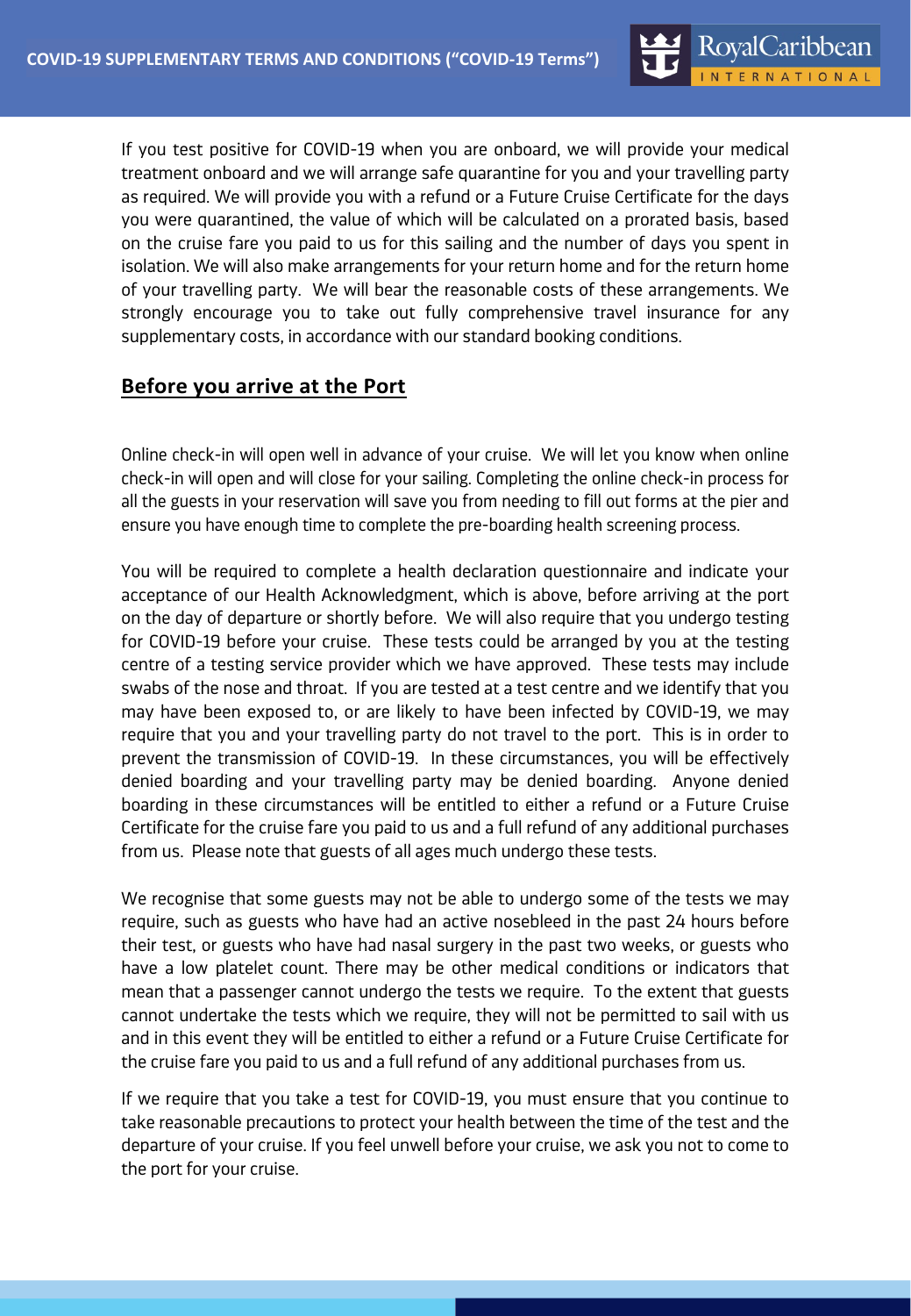If you test positive for COVID-19 when you are onboard, we will provide your medical treatment onboard and we will arrange safe quarantine for you and your travelling party as required. We will provide you with a refund or a Future Cruise Certificate for the days you were quarantined, the value of which will be calculated on a prorated basis, based on the cruise fare you paid to us for this sailing and the number of days you spent in isolation. We will also make arrangements for your return home and for the return home of your travelling party. We will bear the reasonable costs of these arrangements. We strongly encourage you to take out fully comprehensive travel insurance for any supplementary costs, in accordance with our standard booking conditions.

## Before you arrive at the Port

Online check-in will open well in advance of your cruise. We will let you know when online check-in will open and will close for your sailing. Completing the online check-in process for all the guests in your reservation will save you from needing to fill out forms at the pier and ensure you have enough time to complete the pre-boarding health screening process.

You will be required to complete a health declaration questionnaire and indicate your acceptance of our Health Acknowledgment, which is above, before arriving at the port on the day of departure or shortly before. We will also require that you undergo testing for COVID-19 before your cruise. These tests could be arranged by you at the testing centre of a testing service provider which we have approved. These tests may include swabs of the nose and throat. If you are tested at a test centre and we identify that you may have been exposed to, or are likely to have been infected by COVID-19, we may require that you and your travelling party do not travel to the port. This is in order to prevent the transmission of COVID-19. In these circumstances, you will be effectively denied boarding and your travelling party may be denied boarding. Anyone denied boarding in these circumstances will be entitled to either a refund or a Future Cruise Certificate for the cruise fare you paid to us and a full refund of any additional purchases from us. Please note that guests of all ages much undergo these tests.

We recognise that some guests may not be able to undergo some of the tests we may require, such as guests who have had an active nosebleed in the past 24 hours before their test, or guests who have had nasal surgery in the past two weeks, or guests who have a low platelet count. There may be other medical conditions or indicators that mean that a passenger cannot undergo the tests we require. To the extent that guests cannot undertake the tests which we require, they will not be permitted to sail with us and in this event they will be entitled to either a refund or a Future Cruise Certificate for the cruise fare you paid to us and a full refund of any additional purchases from us.

If we require that you take a test for COVID-19, you must ensure that you continue to take reasonable precautions to protect your health between the time of the test and the departure of your cruise. If you feel unwell before your cruise, we ask you not to come to the port for your cruise.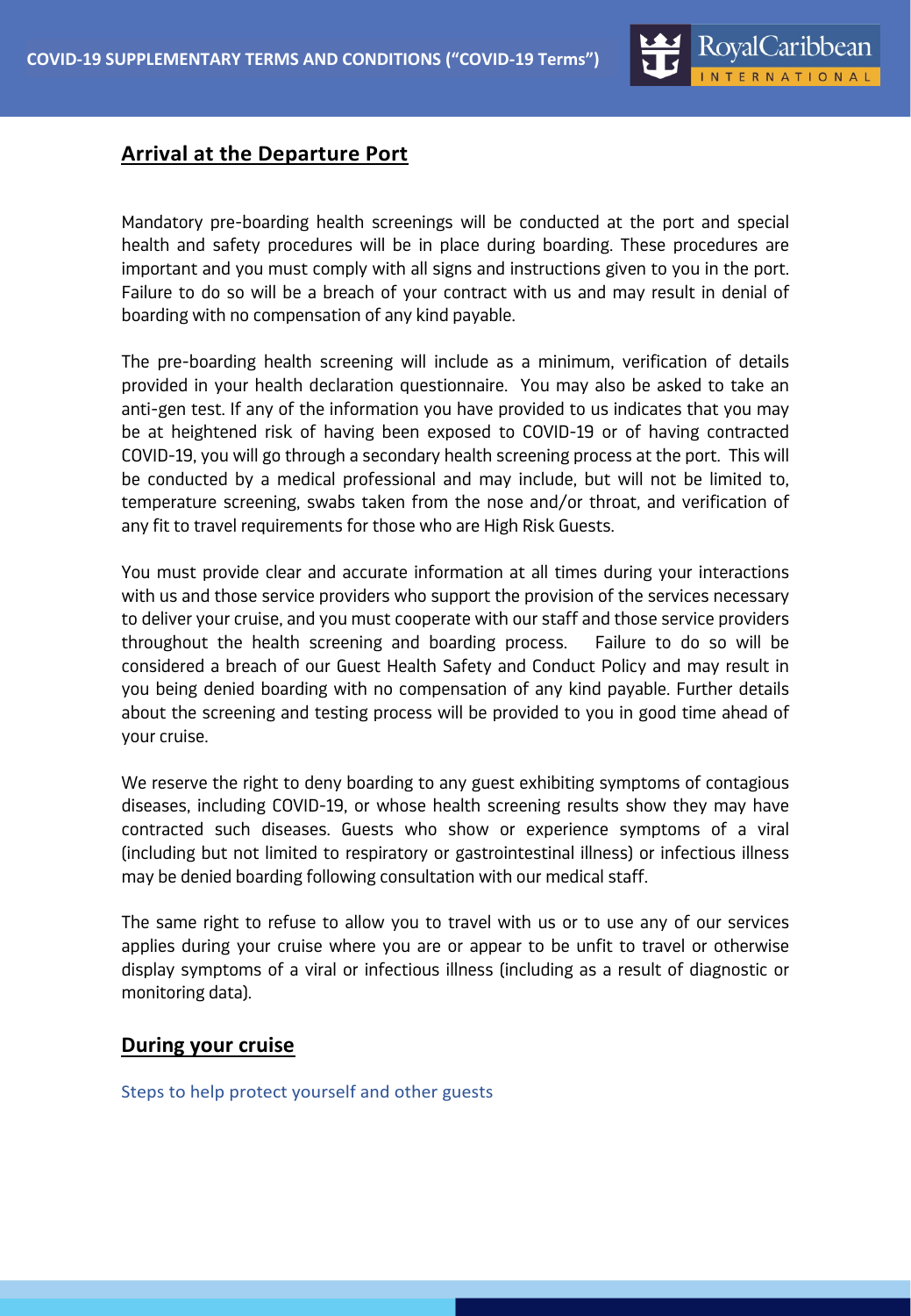## Arrival at the Departure Port

Mandatory pre-boarding health screenings will be conducted at the port and special health and safety procedures will be in place during boarding. These procedures are important and you must comply with all signs and instructions given to you in the port. Failure to do so will be a breach of your contract with us and may result in denial of boarding with no compensation of any kind payable.

The pre-boarding health screening will include as a minimum, verification of details provided in your health declaration questionnaire. You may also be asked to take an anti-gen test. If any of the information you have provided to us indicates that you may be at heightened risk of having been exposed to COVID-19 or of having contracted COVID-19, you will go through a secondary health screening process at the port. This will be conducted by a medical professional and may include, but will not be limited to, temperature screening, swabs taken from the nose and/or throat, and verification of any fit to travel requirements for those who are High Risk Guests.

You must provide clear and accurate information at all times during your interactions with us and those service providers who support the provision of the services necessary to deliver your cruise, and you must cooperate with our staff and those service providers throughout the health screening and boarding process. Failure to do so will be considered a breach of our Guest Health Safety and Conduct Policy and may result in you being denied boarding with no compensation of any kind payable. Further details about the screening and testing process will be provided to you in good time ahead of your cruise.

We reserve the right to deny boarding to any guest exhibiting symptoms of contagious diseases, including COVID-19, or whose health screening results show they may have contracted such diseases. Guests who show or experience symptoms of a viral (including but not limited to respiratory or gastrointestinal illness) or infectious illness may be denied boarding following consultation with our medical staff.

The same right to refuse to allow you to travel with us or to use any of our services applies during your cruise where you are or appear to be unfit to travel or otherwise display symptoms of a viral or infectious illness (including as a result of diagnostic or monitoring data).

## During your cruise

### Steps to help protect yourself and other guests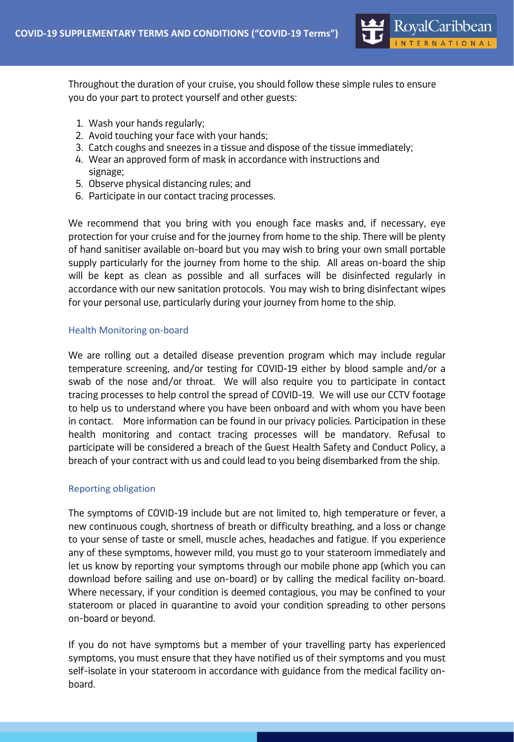Throughout the duration of your cruise, you should follow these simple rules to ensure you do your part to protect yourself and other guests:

1. Wash your hands regularly;
2. Avoid touching your face with your hands;
3. Catch coughs and sneezes in a tissue and dispose of the tissue immediately;
4. Wear an approved form of mask in accordance with instructions and signage;
5. Observe physical distancing rules; and
6. Participate in our contact tracing processes.

We recommend that you bring with you enough face masks and, if necessary, eye protection for your cruise and for the journey from home to the ship. There will be plenty of hand sanitiser available on-board but you may wish to bring your own small portable supply particularly for the journey from home to the ship. All areas on-board the ship will be kept as clean as possible and all surfaces will be disinfected regularly in accordance with our new sanitation protocols. You may wish to bring disinfectant wipes for your personal use, particularly during your journey from home to the ship.

## Health Monitoring on-board

We are rolling out a detailed disease prevention program which may include regular temperature screening, and/or testing for COVID-19 either by blood sample and/or a swab of the nose and/or throat. We will also require you to participate in contact tracing processes to help control the spread of COVID-19. We will use our CCTV footage to help us to understand where you have been onboard and with whom you have been in contact. More information can be found in our privacy policies. Participation in these health monitoring and contact tracing processes will be mandatory. Refusal to participate will be considered a breach of the Guest Health Safety and Conduct Policy, a breach of your contract with us and could lead to you being disembarked from the ship.

## Reporting obligation

The symptoms of COVID-19 include but are not limited to, high temperature or fever, a new continuous cough, shortness of breath or difficulty breathing, and a loss or change to your sense of taste or smell, muscle aches, headaches and fatigue. If you experience any of these symptoms, however mild, you must go to your stateroom immediately and let us know by reporting your symptoms through our mobile phone app (which you can download before sailing and use on-board) or by calling the medical facility on-board. Where necessary, if your condition is deemed contagious, you may be confined to your stateroom or placed in quarantine to avoid your condition spreading to other persons on-board or beyond.

If you do not have symptoms but a member of your travelling party has experienced symptoms, you must ensure that they have notified us of their symptoms and you must self-isolate in your stateroom in accordance with guidance from the medical facility on-board.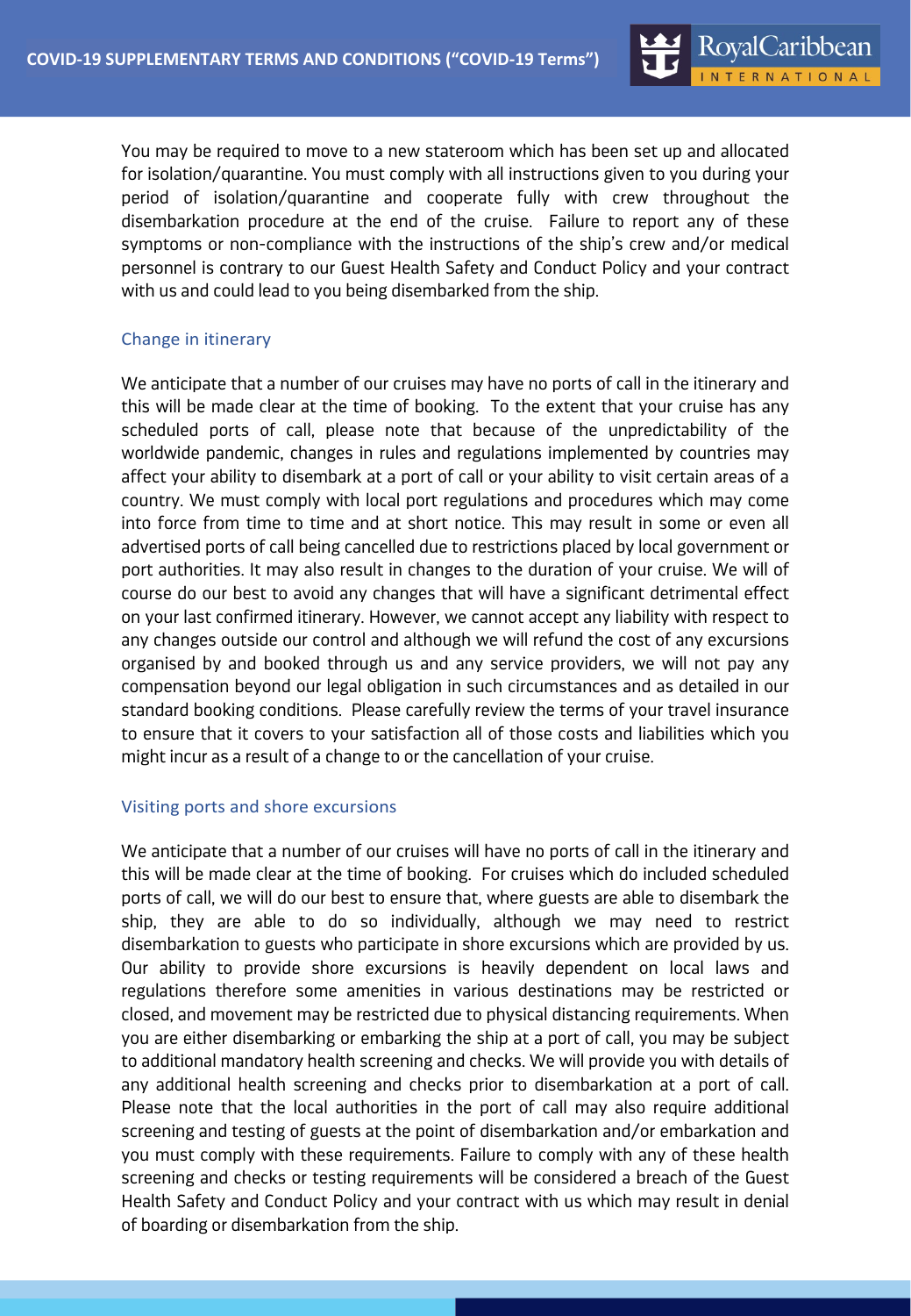You may be required to move to a new stateroom which has been set up and allocated for isolation/quarantine. You must comply with all instructions given to you during your period of isolation/quarantine and cooperate fully with crew throughout the disembarkation procedure at the end of the cruise. Failure to report any of these symptoms or non-compliance with the instructions of the ship's crew and/or medical personnel is contrary to our Guest Health Safety and Conduct Policy and your contract with us and could lead to you being disembarked from the ship.

### Change in itinerary

We anticipate that a number of our cruises may have no ports of call in the itinerary and this will be made clear at the time of booking. To the extent that your cruise has any scheduled ports of call, please note that because of the unpredictability of the worldwide pandemic, changes in rules and regulations implemented by countries may affect your ability to disembark at a port of call or your ability to visit certain areas of a country. We must comply with local port regulations and procedures which may come into force from time to time and at short notice. This may result in some or even all advertised ports of call being cancelled due to restrictions placed by local government or port authorities. It may also result in changes to the duration of your cruise. We will of course do our best to avoid any changes that will have a significant detrimental effect on your last confirmed itinerary. However, we cannot accept any liability with respect to any changes outside our control and although we will refund the cost of any excursions organised by and booked through us and any service providers, we will not pay any compensation beyond our legal obligation in such circumstances and as detailed in our standard booking conditions. Please carefully review the terms of your travel insurance to ensure that it covers to your satisfaction all of those costs and liabilities which you might incur as a result of a change to or the cancellation of your cruise.

### Visiting ports and shore excursions

We anticipate that a number of our cruises will have no ports of call in the itinerary and this will be made clear at the time of booking. For cruises which do included scheduled ports of call, we will do our best to ensure that, where guests are able to disembark the ship, they are able to do so individually, although we may need to restrict disembarkation to guests who participate in shore excursions which are provided by us. Our ability to provide shore excursions is heavily dependent on local laws and regulations therefore some amenities in various destinations may be restricted or closed, and movement may be restricted due to physical distancing requirements. When you are either disembarking or embarking the ship at a port of call, you may be subject to additional mandatory health screening and checks. We will provide you with details of any additional health screening and checks prior to disembarkation at a port of call. Please note that the local authorities in the port of call may also require additional screening and testing of guests at the point of disembarkation and/or embarkation and you must comply with these requirements. Failure to comply with any of these health screening and checks or testing requirements will be considered a breach of the Guest Health Safety and Conduct Policy and your contract with us which may result in denial of boarding or disembarkation from the ship.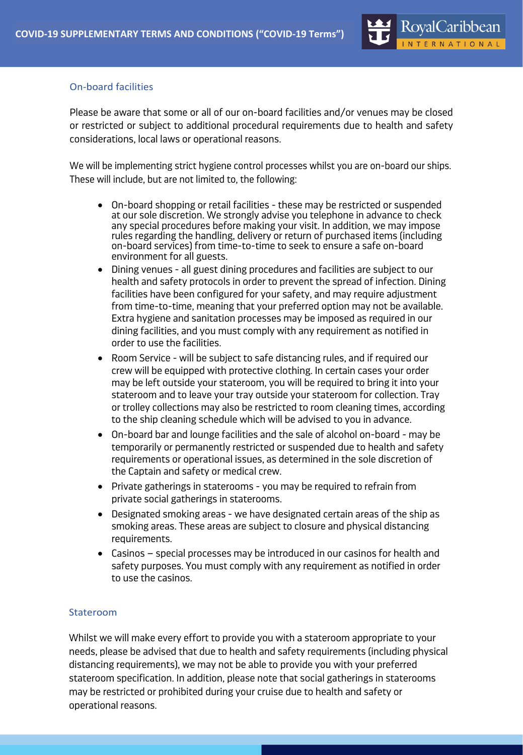## On-board facilities

Please be aware that some or all of our on-board facilities and/or venues may be closed or restricted or subject to additional procedural requirements due to health and safety considerations, local laws or operational reasons.

We will be implementing strict hygiene control processes whilst you are on-board our ships. These will include, but are not limited to, the following:

- On-board shopping or retail facilities - these may be restricted or suspended at our sole discretion. We strongly advise you telephone in advance to check any special procedures before making your visit. In addition, we may impose rules regarding the handling, delivery or return of purchased items (including on-board services) from time-to-time to seek to ensure a safe on-board environment for all guests.
- Dining venues - all guest dining procedures and facilities are subject to our health and safety protocols in order to prevent the spread of infection. Dining facilities have been configured for your safety, and may require adjustment from time-to-time, meaning that your preferred option may not be available. Extra hygiene and sanitation processes may be imposed as required in our dining facilities, and you must comply with any requirement as notified in order to use the facilities.
- Room Service - will be subject to safe distancing rules, and if required our crew will be equipped with protective clothing. In certain cases your order may be left outside your stateroom, you will be required to bring it into your stateroom and to leave your tray outside your stateroom for collection. Tray or trolley collections may also be restricted to room cleaning times, according to the ship cleaning schedule which will be advised to you in advance.
- On-board bar and lounge facilities and the sale of alcohol on-board - may be temporarily or permanently restricted or suspended due to health and safety requirements or operational issues, as determined in the sole discretion of the Captain and safety or medical crew.
- Private gatherings in staterooms - you may be required to refrain from private social gatherings in staterooms.
- Designated smoking areas - we have designated certain areas of the ship as smoking areas. These areas are subject to closure and physical distancing requirements.
- Casinos – special processes may be introduced in our casinos for health and safety purposes. You must comply with any requirement as notified in order to use the casinos.

## Stateroom

Whilst we will make every effort to provide you with a stateroom appropriate to your needs, please be advised that due to health and safety requirements (including physical distancing requirements), we may not be able to provide you with your preferred stateroom specification. In addition, please note that social gatherings in staterooms may be restricted or prohibited during your cruise due to health and safety or operational reasons.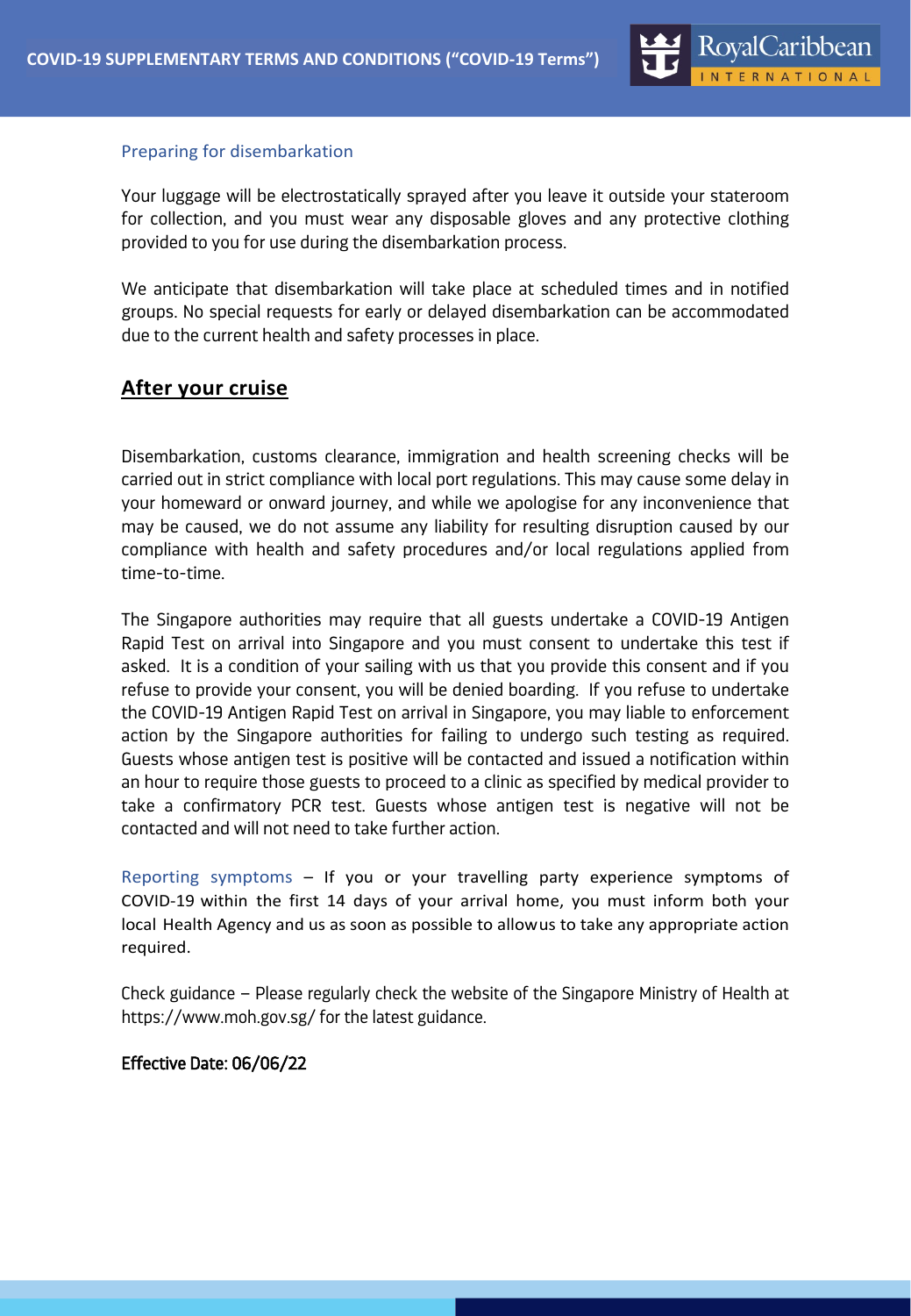### Preparing for disembarkation

Your luggage will be electrostatically sprayed after you leave it outside your stateroom for collection, and you must wear any disposable gloves and any protective clothing provided to you for use during the disembarkation process.

We anticipate that disembarkation will take place at scheduled times and in notified groups. No special requests for early or delayed disembarkation can be accommodated due to the current health and safety processes in place.

## After your cruise

Disembarkation, customs clearance, immigration and health screening checks will be carried out in strict compliance with local port regulations. This may cause some delay in your homeward or onward journey, and while we apologise for any inconvenience that may be caused, we do not assume any liability for resulting disruption caused by our compliance with health and safety procedures and/or local regulations applied from time-to-time.

The Singapore authorities may require that all guests undertake a COVID-19 Antigen Rapid Test on arrival into Singapore and you must consent to undertake this test if asked. It is a condition of your sailing with us that you provide this consent and if you refuse to provide your consent, you will be denied boarding. If you refuse to undertake the COVID-19 Antigen Rapid Test on arrival in Singapore, you may liable to enforcement action by the Singapore authorities for failing to undergo such testing as required. Guests whose antigen test is positive will be contacted and issued a notification within an hour to require those guests to proceed to a clinic as specified by medical provider to take a confirmatory PCR test. Guests whose antigen test is negative will not be contacted and will not need to take further action.

Reporting symptoms – If you or your travelling party experience symptoms of COVID-19 within the first 14 days of your arrival home, you must inform both your local Health Agency and us as soon as possible to allowus to take any appropriate action required.

Check guidance – Please regularly check the website of the Singapore Ministry of Health at https://www.moh.gov.sg/ for the latest guidance.

**Effective Date: 06/06/22**